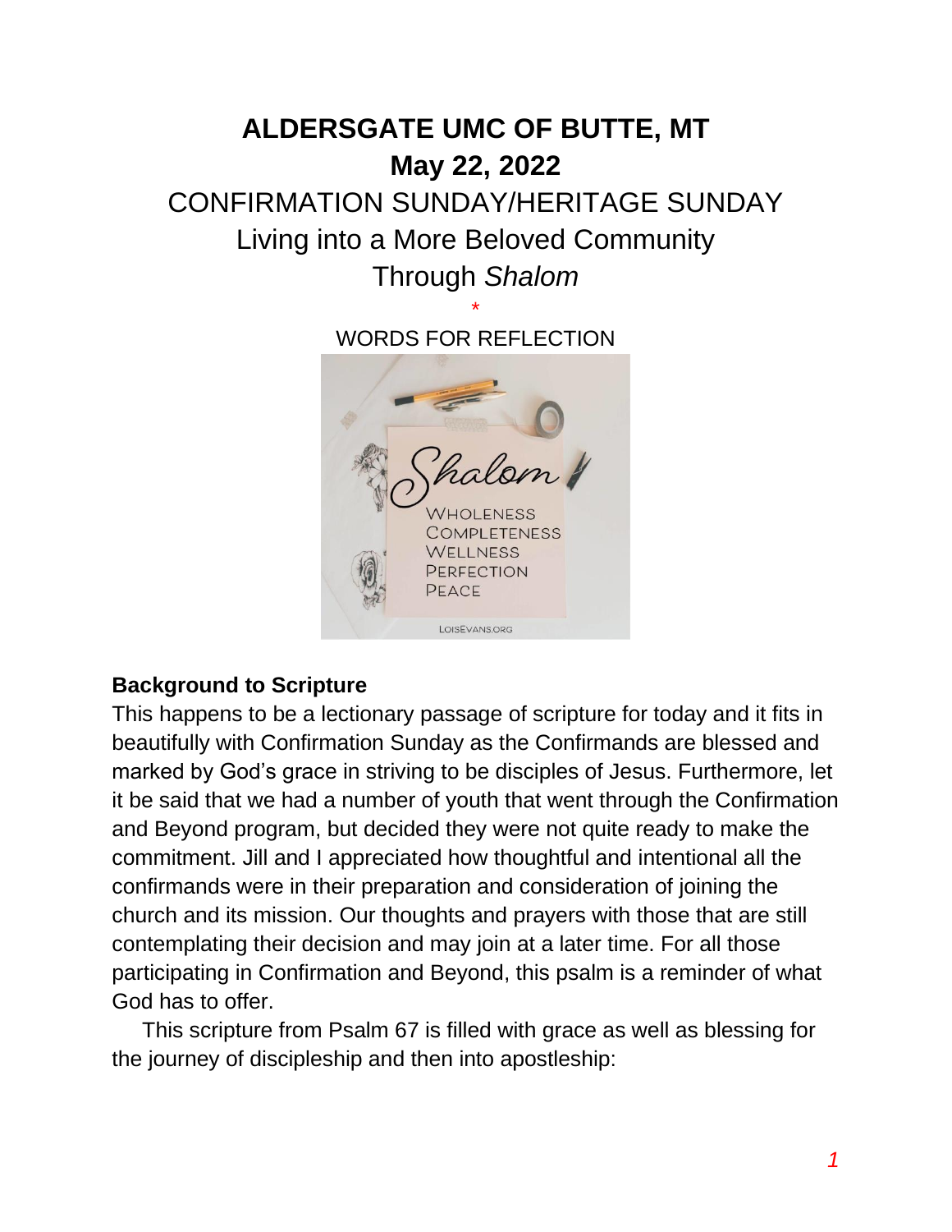# ALDERSGATE UMC OF BUTTE, MT

## May 22, 2022

CONFIRMATION SUNDAY/HERITAGE SUNDAY

Living into a More Beloved Community

Through *Shalom*

*

WORDS FOR REFLECTION

Shalom

WHOLENESS
COMPLETENESS
WELLNESS
PERFECTION
PEACE

LOISEVANS.ORG

**Background to Scripture**

This happens to be a lectionary passage of scripture for today and it fits in beautifully with Confirmation Sunday as the Confirmands are blessed and marked by God's grace in striving to be disciples of Jesus. Furthermore, let it be said that we had a number of youth that went through the Confirmation and Beyond program, but decided they were not quite ready to make the commitment. Jill and I appreciated how thoughtful and intentional all the confirmands were in their preparation and consideration of joining the church and its mission. Our thoughts and prayers with those that are still contemplating their decision and may join at a later time. For all those participating in Confirmation and Beyond, this psalm is a reminder of what God has to offer.

This scripture from Psalm 67 is filled with grace as well as blessing for the journey of discipleship and then into apostleship: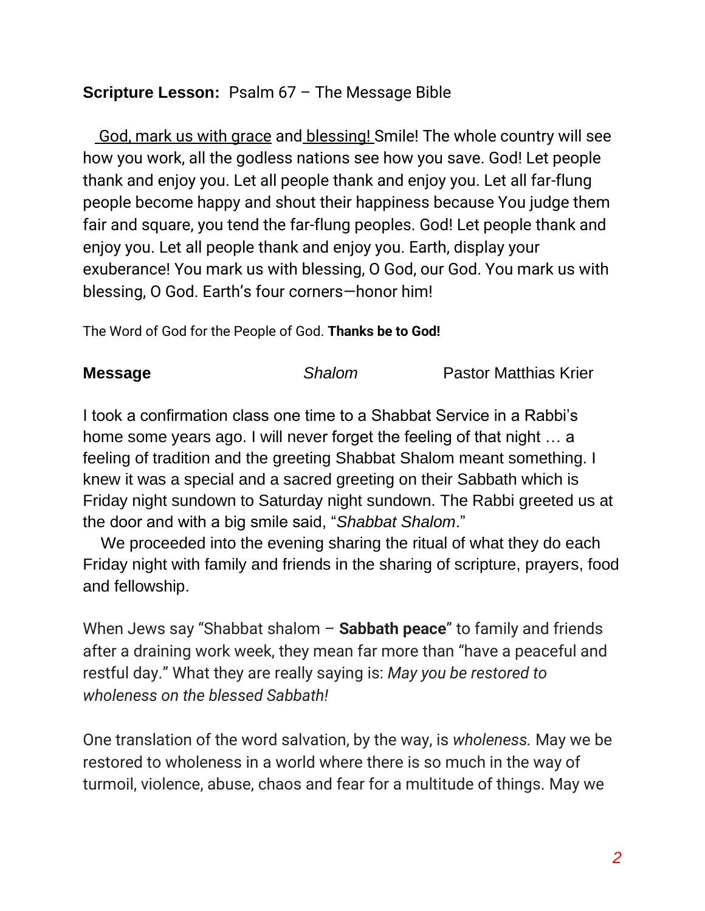**Scripture Lesson:** Psalm 67 – The Message Bible

God, mark us with grace and blessing! Smile! The whole country will see how you work, all the godless nations see how you save. God! Let people thank and enjoy you. Let all people thank and enjoy you. Let all far-flung people become happy and shout their happiness because You judge them fair and square, you tend the far-flung peoples. God! Let people thank and enjoy you. Let all people thank and enjoy you. Earth, display your exuberance! You mark us with blessing, O God, our God. You mark us with blessing, O God. Earth's four corners—honor him!

The Word of God for the People of God. **Thanks be to God!**

**Message** *Shalom* Pastor Matthias Krier

I took a confirmation class one time to a Shabbat Service in a Rabbi's home some years ago. I will never forget the feeling of that night … a feeling of tradition and the greeting Shabbat Shalom meant something. I knew it was a special and a sacred greeting on their Sabbath which is Friday night sundown to Saturday night sundown. The Rabbi greeted us at the door and with a big smile said, "*Shabbat Shalom*."

We proceeded into the evening sharing the ritual of what they do each Friday night with family and friends in the sharing of scripture, prayers, food and fellowship.

When Jews say "Shabbat shalom – **Sabbath peace**" to family and friends after a draining work week, they mean far more than "have a peaceful and restful day." What they are really saying is: *May you be restored to wholeness on the blessed Sabbath!*

One translation of the word salvation, by the way, is *wholeness.* May we be restored to wholeness in a world where there is so much in the way of turmoil, violence, abuse, chaos and fear for a multitude of things. May we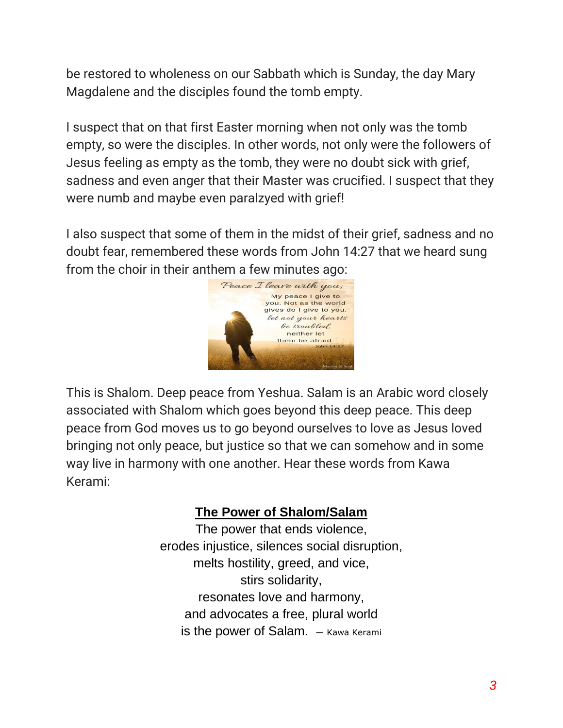be restored to wholeness on our Sabbath which is Sunday, the day Mary Magdalene and the disciples found the tomb empty.

I suspect that on that first Easter morning when not only was the tomb empty, so were the disciples. In other words, not only were the followers of Jesus feeling as empty as the tomb, they were no doubt sick with grief, sadness and even anger that their Master was crucified. I suspect that they were numb and maybe even paralzyed with grief!

I also suspect that some of them in the midst of their grief, sadness and no doubt fear, remembered these words from John 14:27 that we heard sung from the choir in their anthem a few minutes ago:

Peace I leave with you; My peace I give to you. Not as the world gives do I give to you. Let not your hearts be troubled, neither let them be afraid. John 14:27

This is Shalom. Deep peace from Yeshua. Salam is an Arabic word closely associated with Shalom which goes beyond this deep peace. This deep peace from God moves us to go beyond ourselves to love as Jesus loved bringing not only peace, but justice so that we can somehow and in some way live in harmony with one another. Hear these words from Kawa Kerami:

**The Power of Shalom/Salam**

The power that ends violence,
erodes injustice, silences social disruption,
melts hostility, greed, and vice,
stirs solidarity,
resonates love and harmony,
and advocates a free, plural world
is the power of Salam. — Kawa Kerami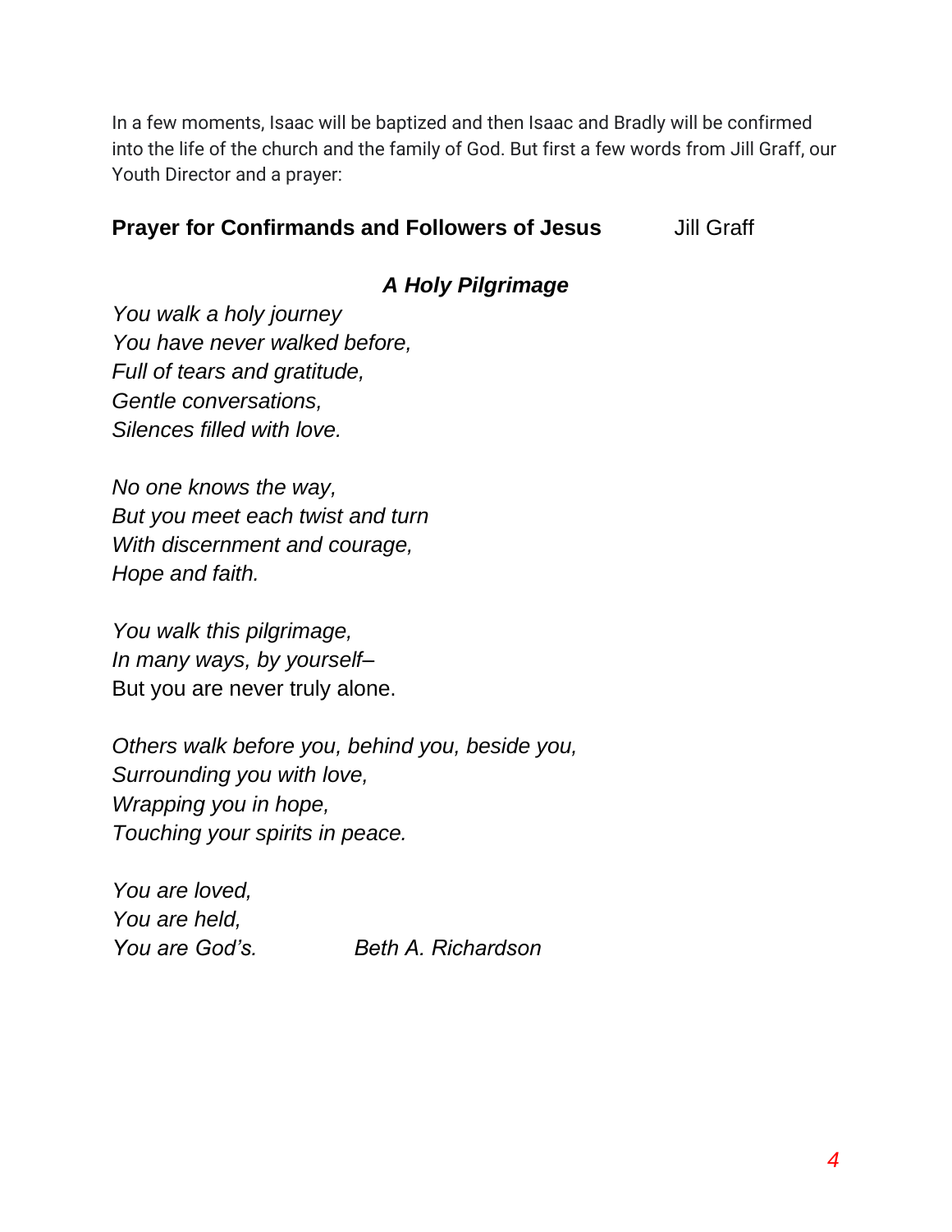In a few moments, Isaac will be baptized and then Isaac and Bradly will be confirmed into the life of the church and the family of God. But first a few words from Jill Graff, our Youth Director and a prayer:

**Prayer for Confirmands and Followers of Jesus** Jill Graff

### *A Holy Pilgrimage*

*You walk a holy journey*
*You have never walked before,*
*Full of tears and gratitude,*
*Gentle conversations,*
*Silences filled with love.*

*No one knows the way,*
*But you meet each twist and turn*
*With discernment and courage,*
*Hope and faith.*

*You walk this pilgrimage,*
*In many ways, by yourself–*
But you are never truly alone.

*Others walk before you, behind you, beside you,*
*Surrounding you with love,*
*Wrapping you in hope,*
*Touching your spirits in peace.*

*You are loved,*
*You are held,*
*You are God's.* *Beth A. Richardson*